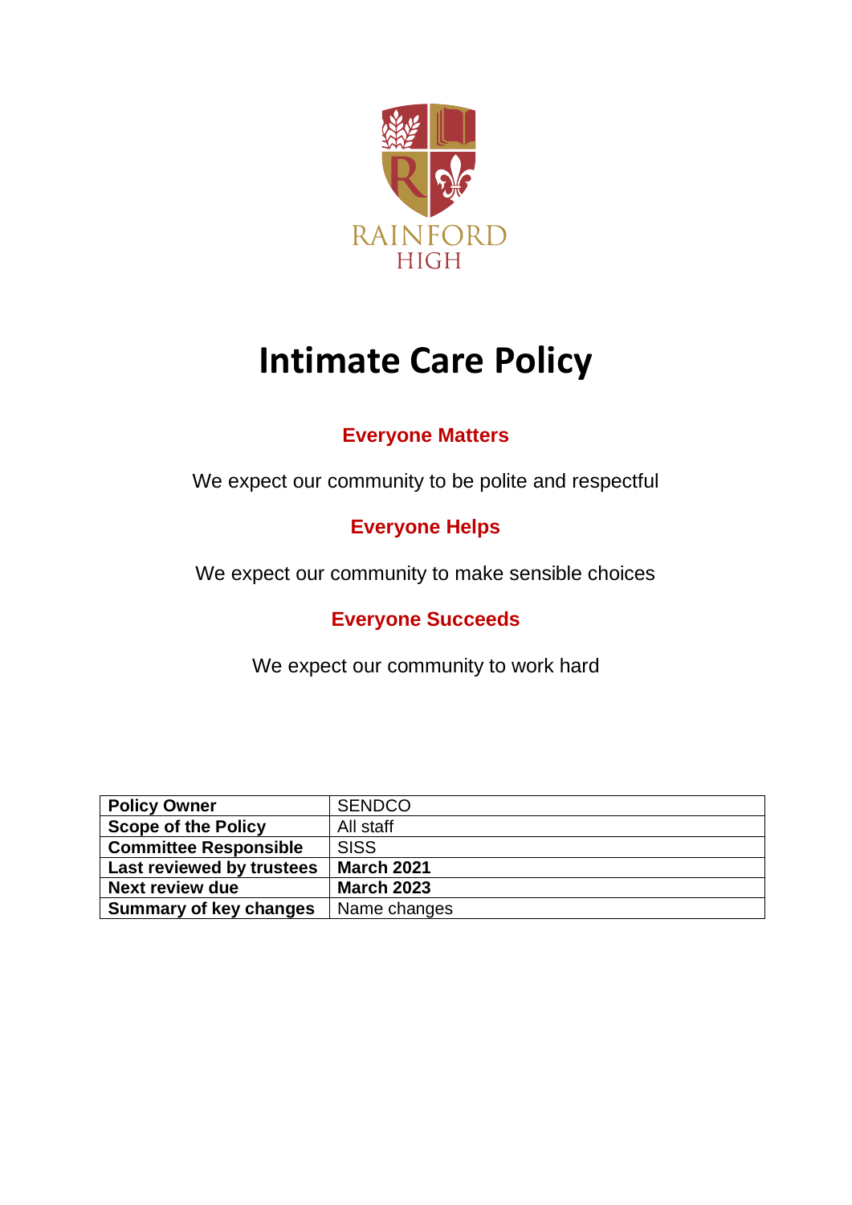RAINFORD HIGH

# Intimate Care Policy

**Everyone Matters**

We expect our community to be polite and respectful

**Everyone Helps**

We expect our community to make sensible choices

**Everyone Succeeds**

We expect our community to work hard

| | |
|---|---|
| **Policy Owner** | SENDCO |
| **Scope of the Policy** | All staff |
| **Committee Responsible** | SISS |
| **Last reviewed by trustees** | **March 2021** |
| **Next review due** | **March 2023** |
| **Summary of key changes** | Name changes |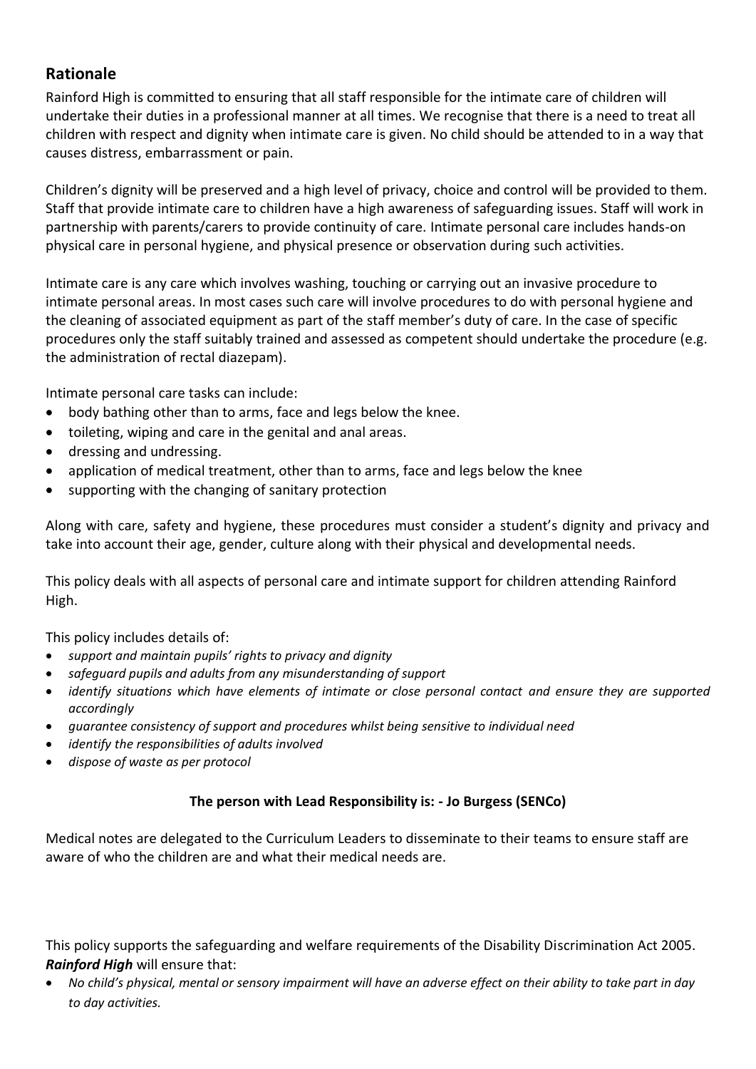## Rationale

Rainford High is committed to ensuring that all staff responsible for the intimate care of children will undertake their duties in a professional manner at all times. We recognise that there is a need to treat all children with respect and dignity when intimate care is given. No child should be attended to in a way that causes distress, embarrassment or pain.

Children's dignity will be preserved and a high level of privacy, choice and control will be provided to them. Staff that provide intimate care to children have a high awareness of safeguarding issues. Staff will work in partnership with parents/carers to provide continuity of care. Intimate personal care includes hands-on physical care in personal hygiene, and physical presence or observation during such activities.

Intimate care is any care which involves washing, touching or carrying out an invasive procedure to intimate personal areas. In most cases such care will involve procedures to do with personal hygiene and the cleaning of associated equipment as part of the staff member's duty of care. In the case of specific procedures only the staff suitably trained and assessed as competent should undertake the procedure (e.g. the administration of rectal diazepam).

Intimate personal care tasks can include:

- body bathing other than to arms, face and legs below the knee.
- toileting, wiping and care in the genital and anal areas.
- dressing and undressing.
- application of medical treatment, other than to arms, face and legs below the knee
- supporting with the changing of sanitary protection

Along with care, safety and hygiene, these procedures must consider a student's dignity and privacy and take into account their age, gender, culture along with their physical and developmental needs.

This policy deals with all aspects of personal care and intimate support for children attending Rainford High.

This policy includes details of:

- *support and maintain pupils' rights to privacy and dignity*
- *safeguard pupils and adults from any misunderstanding of support*
- *identify situations which have elements of intimate or close personal contact and ensure they are supported accordingly*
- *guarantee consistency of support and procedures whilst being sensitive to individual need*
- *identify the responsibilities of adults involved*
- *dispose of waste as per protocol*

**The person with Lead Responsibility is: - Jo Burgess (SENCo)**

Medical notes are delegated to the Curriculum Leaders to disseminate to their teams to ensure staff are aware of who the children are and what their medical needs are.

This policy supports the safeguarding and welfare requirements of the Disability Discrimination Act 2005. ***Rainford High*** will ensure that:

- *No child's physical, mental or sensory impairment will have an adverse effect on their ability to take part in day to day activities.*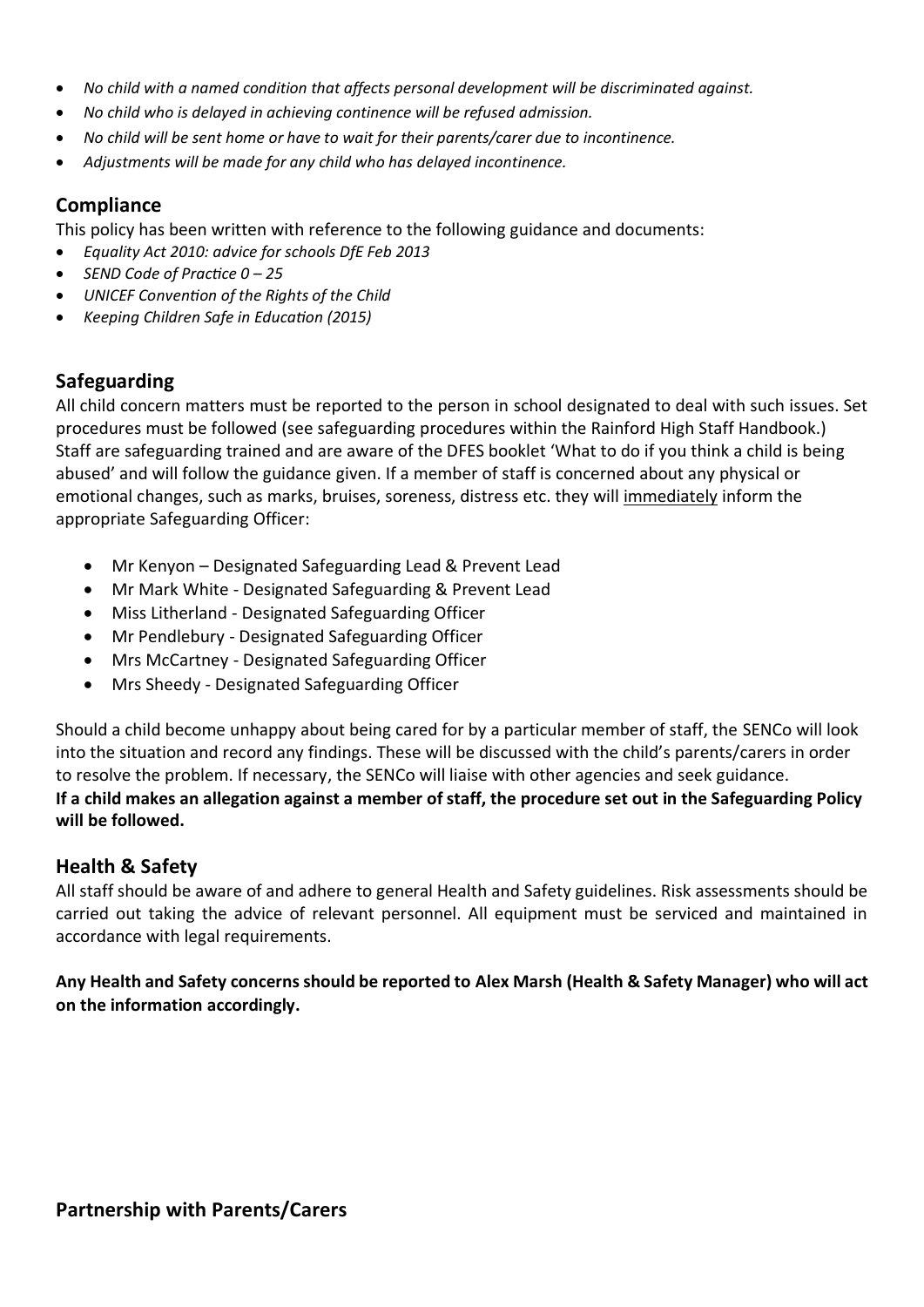- *No child with a named condition that affects personal development will be discriminated against.*
- *No child who is delayed in achieving continence will be refused admission.*
- *No child will be sent home or have to wait for their parents/carer due to incontinence.*
- *Adjustments will be made for any child who has delayed incontinence.*

## Compliance

This policy has been written with reference to the following guidance and documents:

- *Equality Act 2010: advice for schools DfE Feb 2013*
- *SEND Code of Practice 0 – 25*
- *UNICEF Convention of the Rights of the Child*
- *Keeping Children Safe in Education (2015)*

## Safeguarding

All child concern matters must be reported to the person in school designated to deal with such issues. Set procedures must be followed (see safeguarding procedures within the Rainford High Staff Handbook.) Staff are safeguarding trained and are aware of the DFES booklet 'What to do if you think a child is being abused' and will follow the guidance given. If a member of staff is concerned about any physical or emotional changes, such as marks, bruises, soreness, distress etc. they will immediately inform the appropriate Safeguarding Officer:

- Mr Kenyon – Designated Safeguarding Lead & Prevent Lead
- Mr Mark White - Designated Safeguarding & Prevent Lead
- Miss Litherland - Designated Safeguarding Officer
- Mr Pendlebury - Designated Safeguarding Officer
- Mrs McCartney - Designated Safeguarding Officer
- Mrs Sheedy - Designated Safeguarding Officer

Should a child become unhappy about being cared for by a particular member of staff, the SENCo will look into the situation and record any findings. These will be discussed with the child's parents/carers in order to resolve the problem. If necessary, the SENCo will liaise with other agencies and seek guidance.
**If a child makes an allegation against a member of staff, the procedure set out in the Safeguarding Policy will be followed.**

## Health & Safety

All staff should be aware of and adhere to general Health and Safety guidelines. Risk assessments should be carried out taking the advice of relevant personnel. All equipment must be serviced and maintained in accordance with legal requirements.

**Any Health and Safety concerns should be reported to Alex Marsh (Health & Safety Manager) who will act on the information accordingly.**

## Partnership with Parents/Carers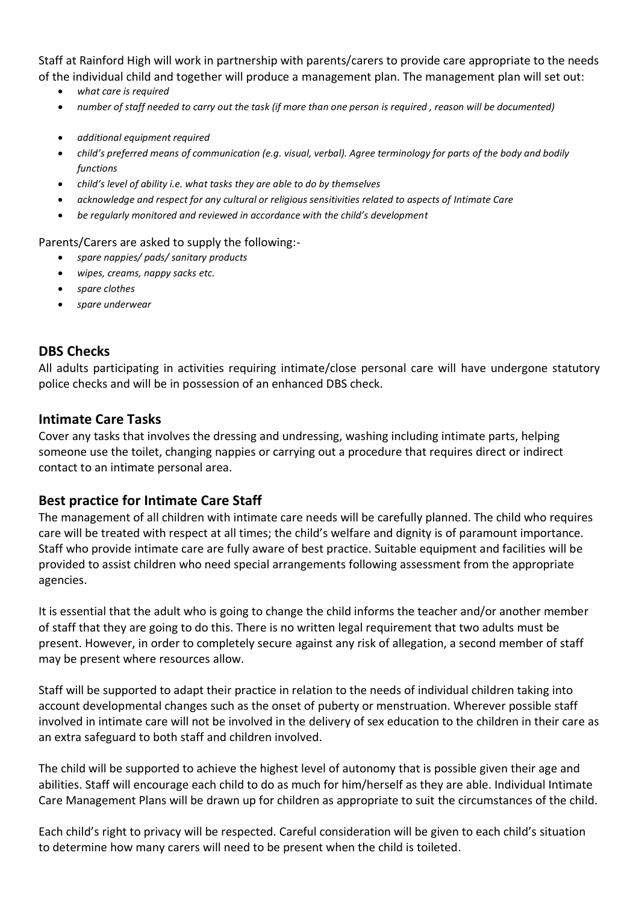Staff at Rainford High will work in partnership with parents/carers to provide care appropriate to the needs of the individual child and together will produce a management plan. The management plan will set out:

- *what care is required*
- *number of staff needed to carry out the task (if more than one person is required , reason will be documented)*
- *additional equipment required*
- *child's preferred means of communication (e.g. visual, verbal). Agree terminology for parts of the body and bodily functions*
- *child's level of ability i.e. what tasks they are able to do by themselves*
- *acknowledge and respect for any cultural or religious sensitivities related to aspects of Intimate Care*
- *be regularly monitored and reviewed in accordance with the child's development*

Parents/Carers are asked to supply the following:-

- *spare nappies/ pads/ sanitary products*
- *wipes, creams, nappy sacks etc.*
- *spare clothes*
- *spare underwear*

## DBS Checks

All adults participating in activities requiring intimate/close personal care will have undergone statutory police checks and will be in possession of an enhanced DBS check.

## Intimate Care Tasks

Cover any tasks that involves the dressing and undressing, washing including intimate parts, helping someone use the toilet, changing nappies or carrying out a procedure that requires direct or indirect contact to an intimate personal area.

## Best practice for Intimate Care Staff

The management of all children with intimate care needs will be carefully planned. The child who requires care will be treated with respect at all times; the child's welfare and dignity is of paramount importance. Staff who provide intimate care are fully aware of best practice. Suitable equipment and facilities will be provided to assist children who need special arrangements following assessment from the appropriate agencies.

It is essential that the adult who is going to change the child informs the teacher and/or another member of staff that they are going to do this. There is no written legal requirement that two adults must be present. However, in order to completely secure against any risk of allegation, a second member of staff may be present where resources allow.

Staff will be supported to adapt their practice in relation to the needs of individual children taking into account developmental changes such as the onset of puberty or menstruation. Wherever possible staff involved in intimate care will not be involved in the delivery of sex education to the children in their care as an extra safeguard to both staff and children involved.

The child will be supported to achieve the highest level of autonomy that is possible given their age and abilities. Staff will encourage each child to do as much for him/herself as they are able. Individual Intimate Care Management Plans will be drawn up for children as appropriate to suit the circumstances of the child.

Each child's right to privacy will be respected. Careful consideration will be given to each child's situation to determine how many carers will need to be present when the child is toileted.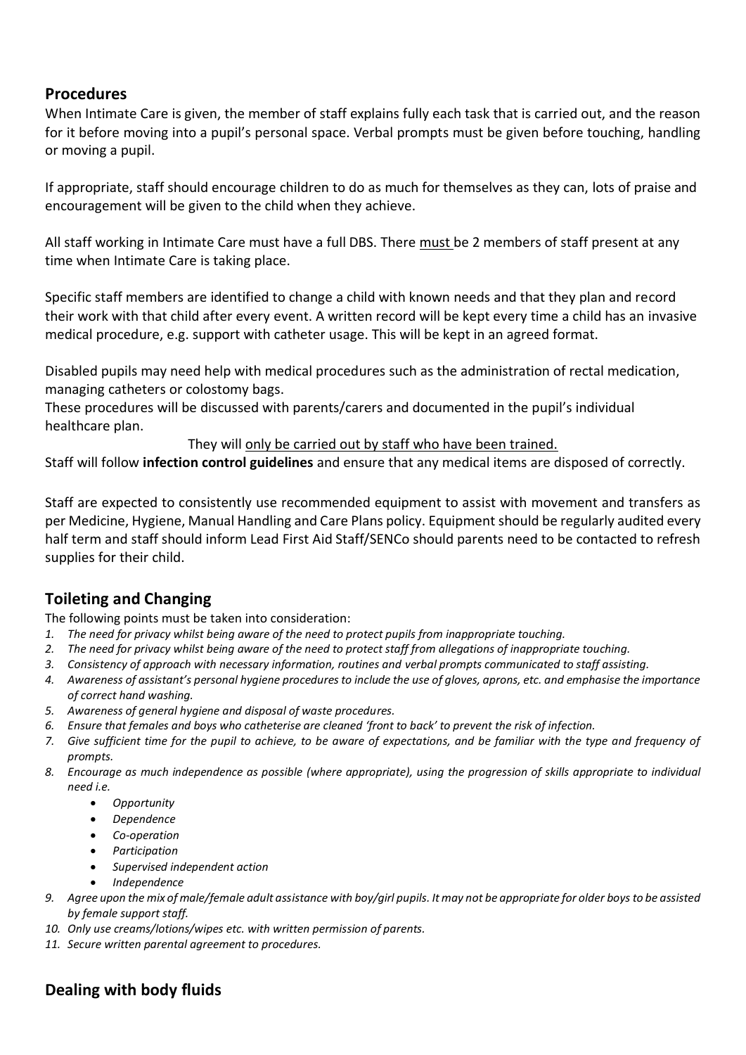## Procedures

When Intimate Care is given, the member of staff explains fully each task that is carried out, and the reason for it before moving into a pupil's personal space. Verbal prompts must be given before touching, handling or moving a pupil.

If appropriate, staff should encourage children to do as much for themselves as they can, lots of praise and encouragement will be given to the child when they achieve.

All staff working in Intimate Care must have a full DBS. There <u>must</u> be 2 members of staff present at any time when Intimate Care is taking place.

Specific staff members are identified to change a child with known needs and that they plan and record their work with that child after every event. A written record will be kept every time a child has an invasive medical procedure, e.g. support with catheter usage. This will be kept in an agreed format.

Disabled pupils may need help with medical procedures such as the administration of rectal medication, managing catheters or colostomy bags.
These procedures will be discussed with parents/carers and documented in the pupil's individual healthcare plan.

They will <u>only be carried out by staff who have been trained.</u>

Staff will follow **infection control guidelines** and ensure that any medical items are disposed of correctly.

Staff are expected to consistently use recommended equipment to assist with movement and transfers as per Medicine, Hygiene, Manual Handling and Care Plans policy. Equipment should be regularly audited every half term and staff should inform Lead First Aid Staff/SENCo should parents need to be contacted to refresh supplies for their child.

## Toileting and Changing

The following points must be taken into consideration:

1. *The need for privacy whilst being aware of the need to protect pupils from inappropriate touching.*
2. *The need for privacy whilst being aware of the need to protect staff from allegations of inappropriate touching.*
3. *Consistency of approach with necessary information, routines and verbal prompts communicated to staff assisting.*
4. *Awareness of assistant's personal hygiene procedures to include the use of gloves, aprons, etc. and emphasise the importance of correct hand washing.*
5. *Awareness of general hygiene and disposal of waste procedures.*
6. *Ensure that females and boys who catheterise are cleaned 'front to back' to prevent the risk of infection.*
7. *Give sufficient time for the pupil to achieve, to be aware of expectations, and be familiar with the type and frequency of prompts.*
8. *Encourage as much independence as possible (where appropriate), using the progression of skills appropriate to individual need i.e.*
   - *Opportunity*
   - *Dependence*
   - *Co-operation*
   - *Participation*
   - *Supervised independent action*
   - *Independence*
9. *Agree upon the mix of male/female adult assistance with boy/girl pupils. It may not be appropriate for older boys to be assisted by female support staff.*
10. *Only use creams/lotions/wipes etc. with written permission of parents.*
11. *Secure written parental agreement to procedures.*

## Dealing with body fluids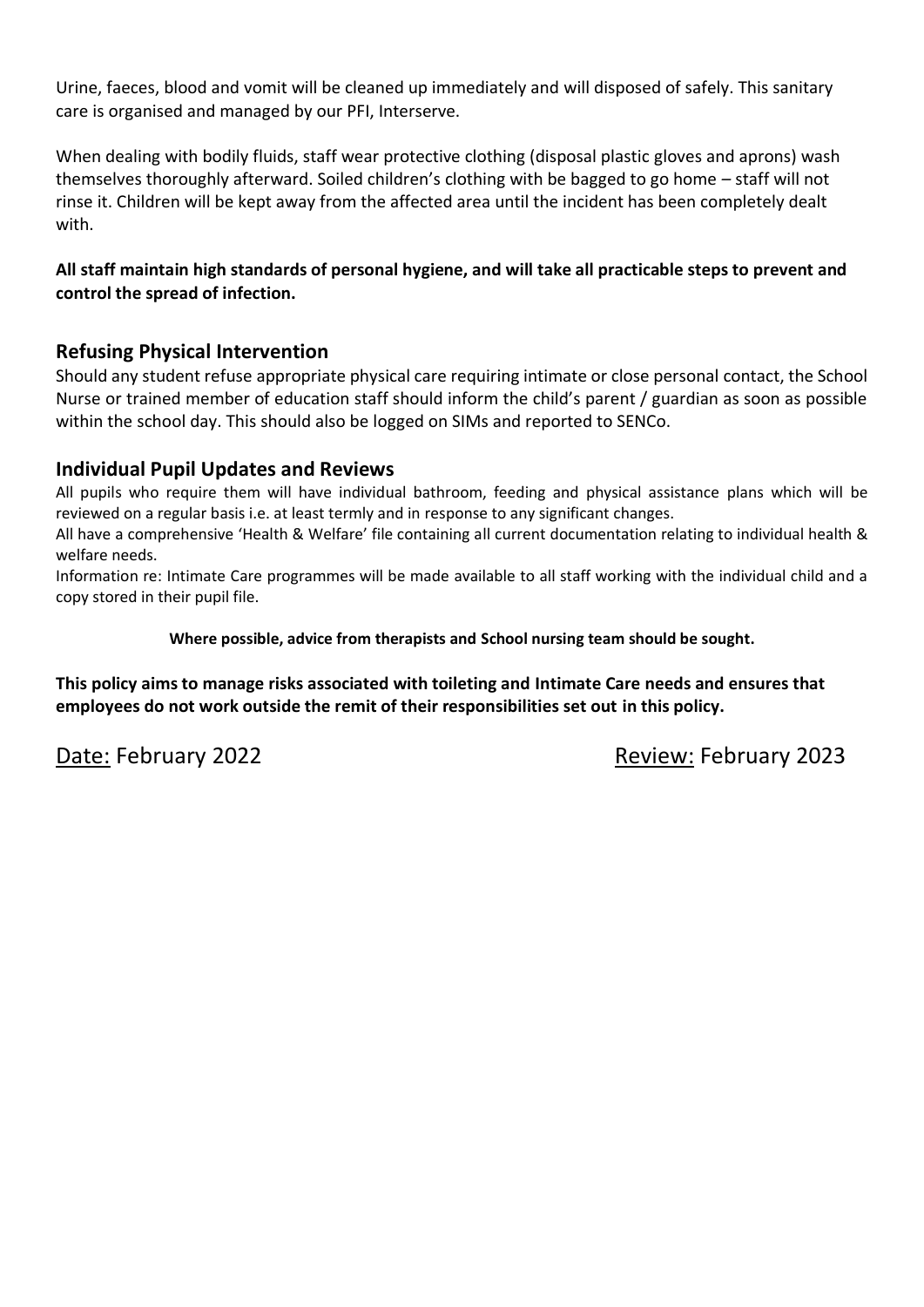Urine, faeces, blood and vomit will be cleaned up immediately and will disposed of safely. This sanitary care is organised and managed by our PFI, Interserve.

When dealing with bodily fluids, staff wear protective clothing (disposal plastic gloves and aprons) wash themselves thoroughly afterward. Soiled children's clothing with be bagged to go home – staff will not rinse it. Children will be kept away from the affected area until the incident has been completely dealt with.

**All staff maintain high standards of personal hygiene, and will take all practicable steps to prevent and control the spread of infection.**

## Refusing Physical Intervention

Should any student refuse appropriate physical care requiring intimate or close personal contact, the School Nurse or trained member of education staff should inform the child's parent / guardian as soon as possible within the school day. This should also be logged on SIMs and reported to SENCo.

## Individual Pupil Updates and Reviews

All pupils who require them will have individual bathroom, feeding and physical assistance plans which will be reviewed on a regular basis i.e. at least termly and in response to any significant changes.

All have a comprehensive 'Health & Welfare' file containing all current documentation relating to individual health & welfare needs.

Information re: Intimate Care programmes will be made available to all staff working with the individual child and a copy stored in their pupil file.

**Where possible, advice from therapists and School nursing team should be sought.**

**This policy aims to manage risks associated with toileting and Intimate Care needs and ensures that employees do not work outside the remit of their responsibilities set out in this policy.**

Date: February 2022 Review: February 2023